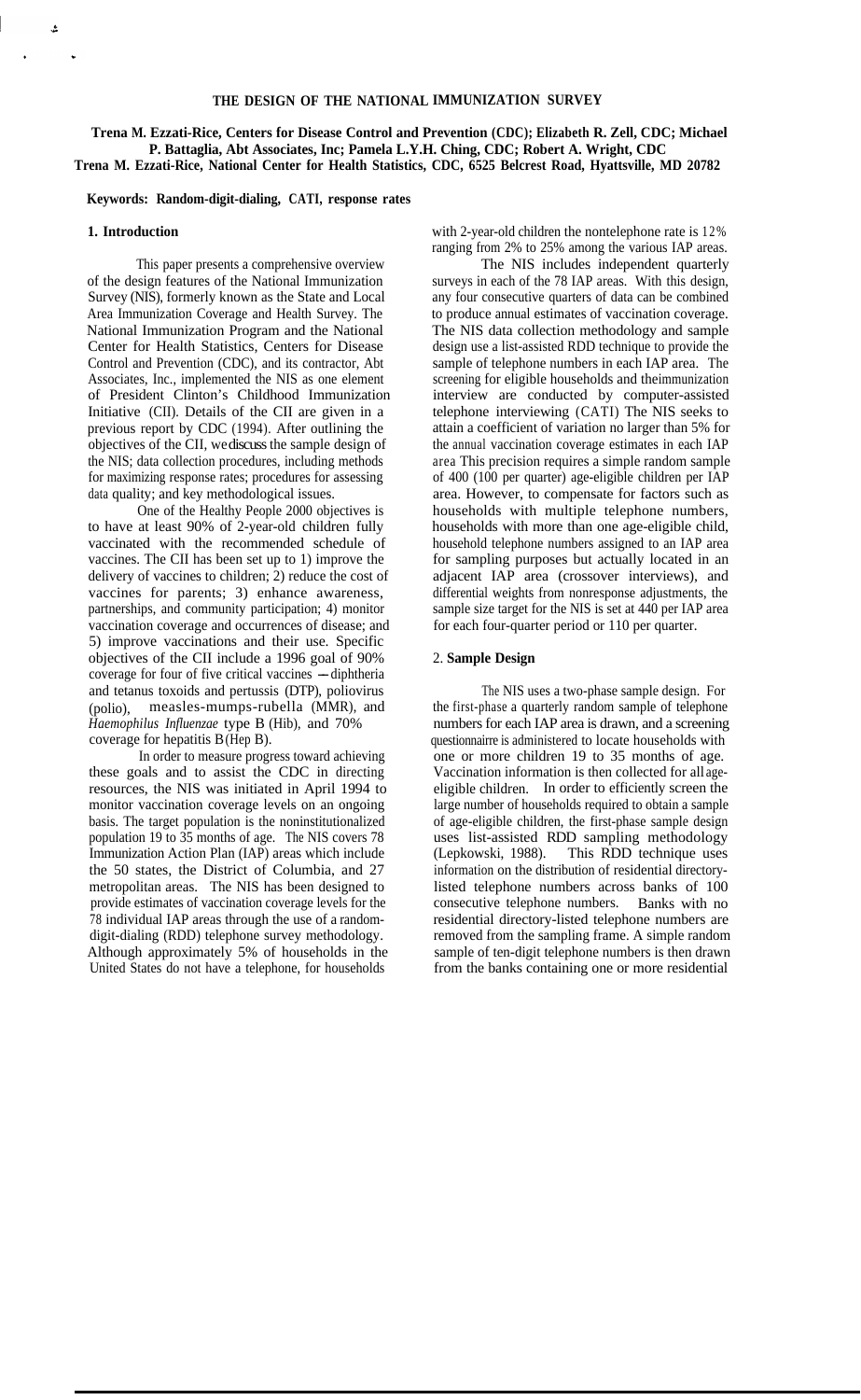# THE DESIGN OF THE NATIONAL IMMUNIZATION SURVEY

**Trena M. Ezzati-Rice, Centers for Disease Control and Prevention (CDC); Elizabeth R. Zell, CDC; Michael P. Battaglia, Abt Associates, Inc; Pamela L.Y.H. Ching, CDC; Robert A. Wright, CDC**
**Trena M. Ezzati-Rice, National Center for Health Statistics, CDC, 6525 Belcrest Road, Hyattsville, MD 20782**

**Keywords: Random-digit-dialing, CATI, response rates**

## 1. Introduction

This paper presents a comprehensive overview of the design features of the National Immunization Survey (NIS), formerly known as the State and Local Area Immunization Coverage and Health Survey. The National Immunization Program and the National Center for Health Statistics, Centers for Disease Control and Prevention (CDC), and its contractor, Abt Associates, Inc., implemented the NIS as one element of President Clinton's Childhood Immunization Initiative (CII). Details of the CII are given in a previous report by CDC (1994). After outlining the objectives of the CII, we discuss the sample design of the NIS; data collection procedures, including methods for maximizing response rates; procedures for assessing data quality; and key methodological issues.

One of the Healthy People 2000 objectives is to have at least 90% of 2-year-old children fully vaccinated with the recommended schedule of vaccines. The CII has been set up to 1) improve the delivery of vaccines to children; 2) reduce the cost of vaccines for parents; 3) enhance awareness, partnerships, and community participation; 4) monitor vaccination coverage and occurrences of disease; and 5) improve vaccinations and their use. Specific objectives of the CII include a 1996 goal of 90% coverage for four of five critical vaccines — diphtheria and tetanus toxoids and pertussis (DTP), poliovirus (polio), measles-mumps-rubella (MMR), and *Haemophilus Influenzae* type B (Hib), and 70% coverage for hepatitis B (Hep B).

In order to measure progress toward achieving these goals and to assist the CDC in directing resources, the NIS was initiated in April 1994 to monitor vaccination coverage levels on an ongoing basis. The target population is the noninstitutionalized population 19 to 35 months of age. The NIS covers 78 Immunization Action Plan (IAP) areas which include the 50 states, the District of Columbia, and 27 metropolitan areas. The NIS has been designed to provide estimates of vaccination coverage levels for the 78 individual IAP areas through the use of a random-digit-dialing (RDD) telephone survey methodology. Although approximately 5% of households in the United States do not have a telephone, for households with 2-year-old children the nontelephone rate is 12% ranging from 2% to 25% among the various IAP areas.

The NIS includes independent quarterly surveys in each of the 78 IAP areas. With this design, any four consecutive quarters of data can be combined to produce annual estimates of vaccination coverage. The NIS data collection methodology and sample design use a list-assisted RDD technique to provide the sample of telephone numbers in each IAP area. The screening for eligible households and the immunization interview are conducted by computer-assisted telephone interviewing (CATI) The NIS seeks to attain a coefficient of variation no larger than 5% for the annual vaccination coverage estimates in each IAP area This precision requires a simple random sample of 400 (100 per quarter) age-eligible children per IAP area. However, to compensate for factors such as households with multiple telephone numbers, households with more than one age-eligible child, household telephone numbers assigned to an IAP area for sampling purposes but actually located in an adjacent IAP area (crossover interviews), and differential weights from nonresponse adjustments, the sample size target for the NIS is set at 440 per IAP area for each four-quarter period or 110 per quarter.

## 2. Sample Design

The NIS uses a two-phase sample design. For the first-phase a quarterly random sample of telephone numbers for each IAP area is drawn, and a screening questionnaire is administered to locate households with one or more children 19 to 35 months of age. Vaccination information is then collected for all age-eligible children. In order to efficiently screen the large number of households required to obtain a sample of age-eligible children, the first-phase sample design uses list-assisted RDD sampling methodology (Lepkowski, 1988). This RDD technique uses information on the distribution of residential directory-listed telephone numbers across banks of 100 consecutive telephone numbers. Banks with no residential directory-listed telephone numbers are removed from the sampling frame. A simple random sample of ten-digit telephone numbers is then drawn from the banks containing one or more residential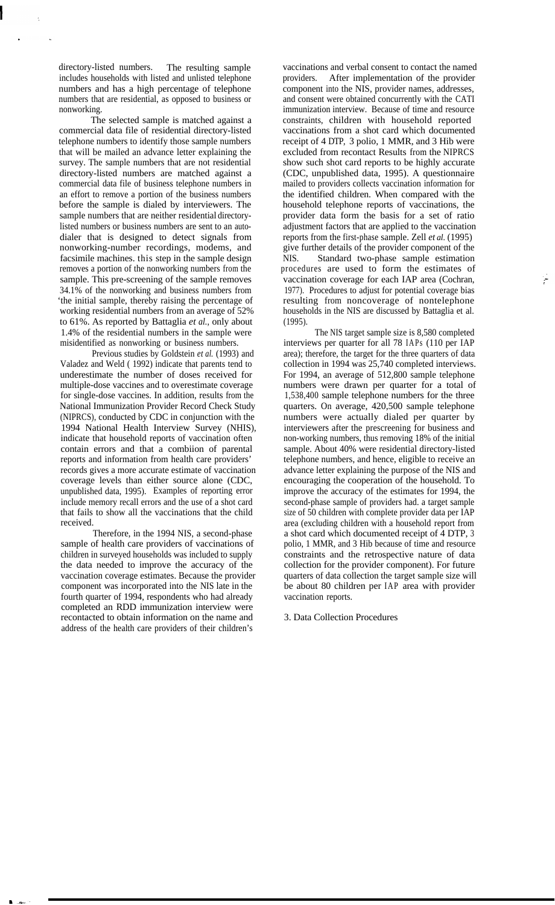directory-listed numbers. The resulting sample includes households with listed and unlisted telephone numbers and has a high percentage of telephone numbers that are residential, as opposed to business or nonworking.

The selected sample is matched against a commercial data file of residential directory-listed telephone numbers to identify those sample numbers that will be mailed an advance letter explaining the survey. The sample numbers that are not residential directory-listed numbers are matched against a commercial data file of business telephone numbers in an effort to remove a portion of the business numbers before the sample is dialed by interviewers. The sample numbers that are neither residential directory-listed numbers or business numbers are sent to an auto-dialer that is designed to detect signals from nonworking-number recordings, modems, and facsimile machines. this step in the sample design removes a portion of the nonworking numbers from the sample. This pre-screening of the sample removes 34.1% of the nonworking and business numbers from the initial sample, thereby raising the percentage of working residential numbers from an average of 52% to 61%. As reported by Battaglia *et al.*, only about 1.4% of the residential numbers in the sample were misidentified as nonworking or business numbers.

Previous studies by Goldstein *et al.* (1993) and Valadez and Weld ( 1992) indicate that parents tend to underestimate the number of doses received for multiple-dose vaccines and to overestimate coverage for single-dose vaccines. In addition, results from the National Immunization Provider Record Check Study (NIPRCS), conducted by CDC in conjunction with the 1994 National Health Interview Survey (NHIS), indicate that household reports of vaccination often contain errors and that a combiion of parental reports and information from health care providers' records gives a more accurate estimate of vaccination coverage levels than either source alone (CDC, unpublished data, 1995). Examples of reporting error include memory recall errors and the use of a shot card that fails to show all the vaccinations that the child received.

Therefore, in the 1994 NIS, a second-phase sample of health care providers of vaccinations of children in surveyed households was included to supply the data needed to improve the accuracy of the vaccination coverage estimates. Because the provider component was incorporated into the NIS late in the fourth quarter of 1994, respondents who had already completed an RDD immunization interview were recontacted to obtain information on the name and address of the health care providers of their children's vaccinations and verbal consent to contact the named providers. After implementation of the provider component into the NIS, provider names, addresses, and consent were obtained concurrently with the CATI immunization interview. Because of time and resource constraints, children with household reported vaccinations from a shot card which documented receipt of 4 DTP, 3 polio, 1 MMR, and 3 Hib were excluded from recontact Results from the NIPRCS show such shot card reports to be highly accurate (CDC, unpublished data, 1995). A questionnaire mailed to providers collects vaccination information for the identified children. When compared with the household telephone reports of vaccinations, the provider data form the basis for a set of ratio adjustment factors that are applied to the vaccination reports from the first-phase sample. Zell *et al.* (1995) give further details of the provider component of the NIS. Standard two-phase sample estimation procedures are used to form the estimates of vaccination coverage for each IAP area (Cochran, 1977). Procedures to adjust for potential coverage bias resulting from noncoverage of nontelephone households in the NIS are discussed by Battaglia et al. (1995).

The NIS target sample size is 8,580 completed interviews per quarter for all 78 IAPs (110 per IAP area); therefore, the target for the three quarters of data collection in 1994 was 25,740 completed interviews. For 1994, an average of 512,800 sample telephone numbers were drawn per quarter for a total of 1,538,400 sample telephone numbers for the three quarters. On average, 420,500 sample telephone numbers were actually dialed per quarter by interviewers after the prescreening for business and non-working numbers, thus removing 18% of the initial sample. About 40% were residential directory-listed telephone numbers, and hence, eligible to receive an advance letter explaining the purpose of the NIS and encouraging the cooperation of the household. To improve the accuracy of the estimates for 1994, the second-phase sample of providers had. a target sample size of 50 children with complete provider data per IAP area (excluding children with a household report from a shot card which documented receipt of 4 DTP, 3 polio, 1 MMR, and 3 Hib because of time and resource constraints and the retrospective nature of data collection for the provider component). For future quarters of data collection the target sample size will be about 80 children per IAP area with provider vaccination reports.

## 3. Data Collection Procedures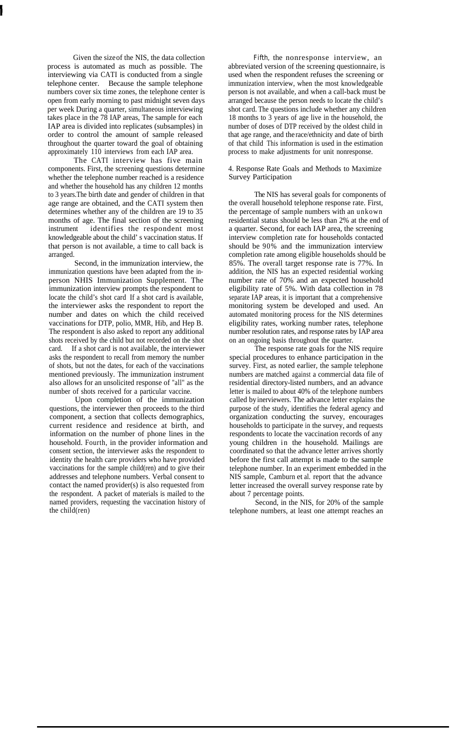Given the size of the NIS, the data collection process is automated as much as possible. The interviewing via CATI is conducted from a single telephone center. Because the sample telephone numbers cover six time zones, the telephone center is open from early morning to past midnight seven days per week During a quarter, simultaneous interviewing takes place in the 78 IAP areas, The sample for each IAP area is divided into replicates (subsamples) in order to control the amount of sample released throughout the quarter toward the goal of obtaining approximately 110 interviews from each IAP area.

The CATI interview has five main components. First, the screening questions determine whether the telephone number reached is a residence and whether the household has any children 12 months to 3 years.The birth date and gender of children in that age range are obtained, and the CATI system then determines whether any of the children are 19 to 35 months of age. The final section of the screening instrument identifies the respondent most knowledgeable about the child' s vaccination status. If that person is not available, a time to call back is arranged.

Second, in the immunization interview, the immunization questions have been adapted from the in-person NHIS Immunization Supplement. The immunization interview prompts the respondent to locate the child's shot card If a shot card is available, the interviewer asks the respondent to report the number and dates on which the child received vaccinations for DTP, polio, MMR, Hib, and Hep B. The respondent is also asked to report any additional shots received by the child but not recorded on the shot card. If a shot card is not available, the interviewer asks the respondent to recall from memory the number of shots, but not the dates, for each of the vaccinations mentioned previously. The immunization instrument also allows for an unsolicited response of "all" as the number of shots received for a particular vaccine.

Upon completion of the immunization questions, the interviewer then proceeds to the third component, a section that collects demographics, current residence and residence at birth, and information on the number of phone lines in the household. Fourth, in the provider information and consent section, the interviewer asks the respondent to identity the health care providers who have provided vaccinations for the sample child(ren) and to give their addresses and telephone numbers. Verbal consent to contact the named provider(s) is also requested from the respondent. A packet of materials is mailed to the named providers, requesting the vaccination history of the child(ren)

Fifth, the nonresponse interview, an abbreviated version of the screening questionnaire, is used when the respondent refuses the screening or immunization interview, when the most knowledgeable person is not available, and when a call-back must be arranged because the person needs to locate the child's shot card. The questions include whether any children 18 months to 3 years of age live in the household, the number of doses of DTP received by the oldest child in that age range, and the race/ethnicity and date of birth of that child This information is used in the estimation process to make adjustments for unit nonresponse.

## 4. Response Rate Goals and Methods to Maximize Survey Participation

The NIS has several goals for components of the overall household telephone response rate. First, the percentage of sample numbers with an unkown residential status should be less than 2% at the end of a quarter. Second, for each IAP area, the screening interview completion rate for households contacted should be 90% and the immunization interview completion rate among eligible households should be 85%. The overall target response rate is 77%. In addition, the NIS has an expected residential working number rate of 70% and an expected household eligibility rate of 5%. With data collection in 78 separate IAP areas, it is important that a comprehensive monitoring system be developed and used. An automated monitoring process for the NIS determines eligibility rates, working number rates, telephone number resolution rates, and response rates by IAP area on an ongoing basis throughout the quarter.

The response rate goals for the NIS require special procedures to enhance participation in the survey. First, as noted earlier, the sample telephone numbers are matched against a commercial data file of residential directory-listed numbers, and an advance letter is mailed to about 40% of the telephone numbers called by inerviewers. The advance letter explains the purpose of the study, identifies the federal agency and organization conducting the survey, encourages households to participate in the survey, and requests respondents to locate the vaccination records of any young children in the household. Mailings are coordinated so that the advance letter arrives shortly before the first call attempt is made to the sample telephone number. In an experiment embedded in the NIS sample, Camburn et al. report that the advance letter increased the overall survey response rate by about 7 percentage points.

Second, in the NIS, for 20% of the sample telephone numbers, at least one attempt reaches an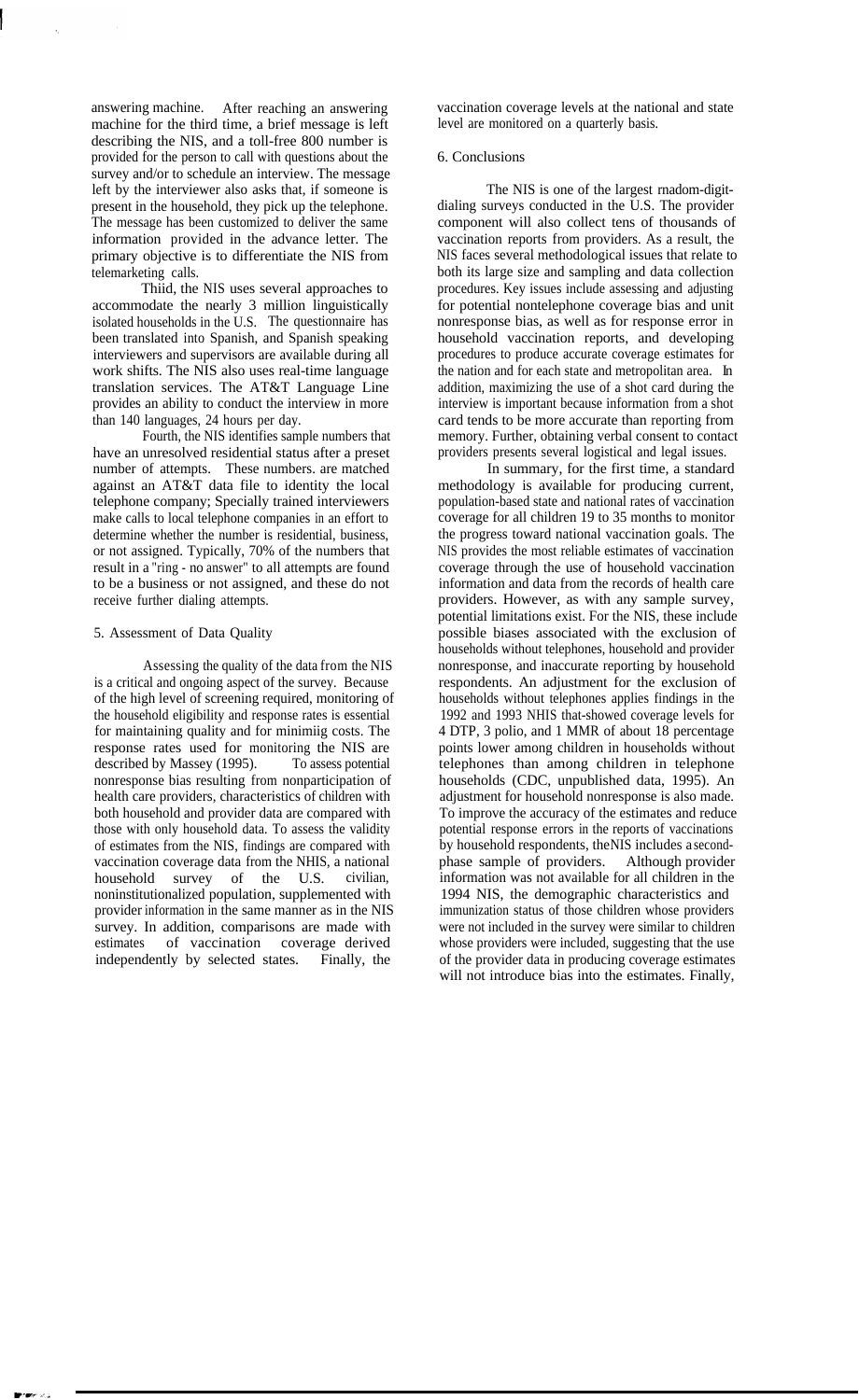answering machine. After reaching an answering machine for the third time, a brief message is left describing the NIS, and a toll-free 800 number is provided for the person to call with questions about the survey and/or to schedule an interview. The message left by the interviewer also asks that, if someone is present in the household, they pick up the telephone. The message has been customized to deliver the same information provided in the advance letter. The primary objective is to differentiate the NIS from telemarketing calls.

Thiid, the NIS uses several approaches to accommodate the nearly 3 million linguistically isolated households in the U.S. The questionnaire has been translated into Spanish, and Spanish speaking interviewers and supervisors are available during all work shifts. The NIS also uses real-time language translation services. The AT&T Language Line provides an ability to conduct the interview in more than 140 languages, 24 hours per day.

Fourth, the NIS identifies sample numbers that have an unresolved residential status after a preset number of attempts. These numbers. are matched against an AT&T data file to identity the local telephone company; Specially trained interviewers make calls to local telephone companies in an effort to determine whether the number is residential, business, or not assigned. Typically, 70% of the numbers that result in a "ring - no answer" to all attempts are found to be a business or not assigned, and these do not receive further dialing attempts.

## 5. Assessment of Data Quality

Assessing the quality of the data from the NIS is a critical and ongoing aspect of the survey. Because of the high level of screening required, monitoring of the household eligibility and response rates is essential for maintaining quality and for minimiig costs. The response rates used for monitoring the NIS are described by Massey (1995). To assess potential nonresponse bias resulting from nonparticipation of health care providers, characteristics of children with both household and provider data are compared with those with only household data. To assess the validity of estimates from the NIS, findings are compared with vaccination coverage data from the NHIS, a national household survey of the U.S. civilian, noninstitutionalized population, supplemented with provider information in the same manner as in the NIS survey. In addition, comparisons are made with estimates of vaccination coverage derived independently by selected states. Finally, the vaccination coverage levels at the national and state level are monitored on a quarterly basis.

## 6. Conclusions

The NIS is one of the largest rnadom-digit-dialing surveys conducted in the U.S. The provider component will also collect tens of thousands of vaccination reports from providers. As a result, the NIS faces several methodological issues that relate to both its large size and sampling and data collection procedures. Key issues include assessing and adjusting for potential nontelephone coverage bias and unit nonresponse bias, as well as for response error in household vaccination reports, and developing procedures to produce accurate coverage estimates for the nation and for each state and metropolitan area. In addition, maximizing the use of a shot card during the interview is important because information from a shot card tends to be more accurate than reporting from memory. Further, obtaining verbal consent to contact providers presents several logistical and legal issues.

In summary, for the first time, a standard methodology is available for producing current, population-based state and national rates of vaccination coverage for all children 19 to 35 months to monitor the progress toward national vaccination goals. The NIS provides the most reliable estimates of vaccination coverage through the use of household vaccination information and data from the records of health care providers. However, as with any sample survey, potential limitations exist. For the NIS, these include possible biases associated with the exclusion of households without telephones, household and provider nonresponse, and inaccurate reporting by household respondents. An adjustment for the exclusion of households without telephones applies findings in the 1992 and 1993 NHIS that-showed coverage levels for 4 DTP, 3 polio, and 1 MMR of about 18 percentage points lower among children in households without telephones than among children in telephone households (CDC, unpublished data, 1995). An adjustment for household nonresponse is also made. To improve the accuracy of the estimates and reduce potential response errors in the reports of vaccinations by household respondents, theNIS includes a second-phase sample of providers. Although provider information was not available for all children in the 1994 NIS, the demographic characteristics and immunization status of those children whose providers were not included in the survey were similar to children whose providers were included, suggesting that the use of the provider data in producing coverage estimates will not introduce bias into the estimates. Finally,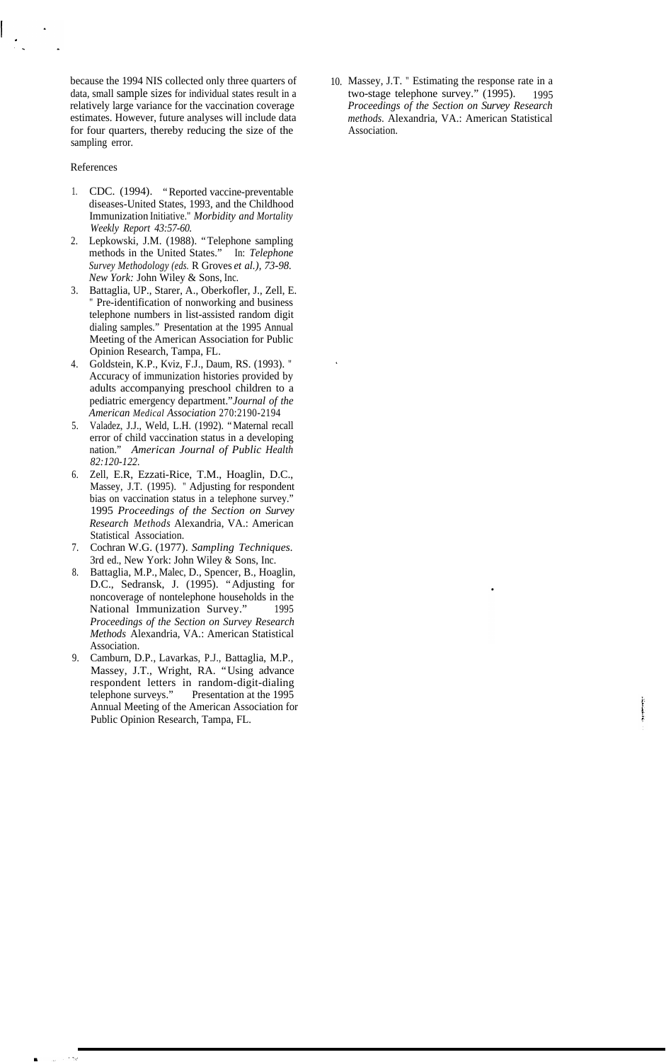because the 1994 NIS collected only three quarters of data, small sample sizes for individual states result in a relatively large variance for the vaccination coverage estimates. However, future analyses will include data for four quarters, thereby reducing the size of the sampling error.

References

1. CDC. (1994). "Reported vaccine-preventable diseases-United States, 1993, and the Childhood Immunization Initiative." *Morbidity and Mortality Weekly Report 43:57-60.*
2. Lepkowski, J.M. (1988). "Telephone sampling methods in the United States." In: *Telephone Survey Methodology (eds.* R Groves *et al.), 73-98. New York:* John Wiley & Sons, Inc.
3. Battaglia, UP., Starer, A., Oberkofler, J., Zell, E. " Pre-identification of nonworking and business telephone numbers in list-assisted random digit dialing samples." Presentation at the 1995 Annual Meeting of the American Association for Public Opinion Research, Tampa, FL.
4. Goldstein, K.P., Kviz, F.J., Daum, RS. (1993). " Accuracy of immunization histories provided by adults accompanying preschool children to a pediatric emergency department."*Journal of the American Medical Association* 270:2190-2194
5. Valadez, J.J., Weld, L.H. (1992). "Maternal recall error of child vaccination status in a developing nation." *American Journal of Public Health 82:120-122.*
6. Zell, E.R, Ezzati-Rice, T.M., Hoaglin, D.C., Massey, J.T. (1995). " Adjusting for respondent bias on vaccination status in a telephone survey." 1995 *Proceedings of the Section on Survey Research Methods* Alexandria, VA.: American Statistical Association.
7. Cochran W.G. (1977). *Sampling Techniques.* 3rd ed., New York: John Wiley & Sons, Inc.
8. Battaglia, M.P., Malec, D., Spencer, B., Hoaglin, D.C., Sedransk, J. (1995). "Adjusting for noncoverage of nontelephone households in the National Immunization Survey." 1995 *Proceedings of the Section on Survey Research Methods* Alexandria, VA.: American Statistical Association.
9. Camburn, D.P., Lavarkas, P.J., Battaglia, M.P., Massey, J.T., Wright, RA. "Using advance respondent letters in random-digit-dialing telephone surveys." Presentation at the 1995 Annual Meeting of the American Association for Public Opinion Research, Tampa, FL.
10. Massey, J.T. " Estimating the response rate in a two-stage telephone survey." (1995). 1995 *Proceedings of the Section on Survey Research methods.* Alexandria, VA.: American Statistical Association.